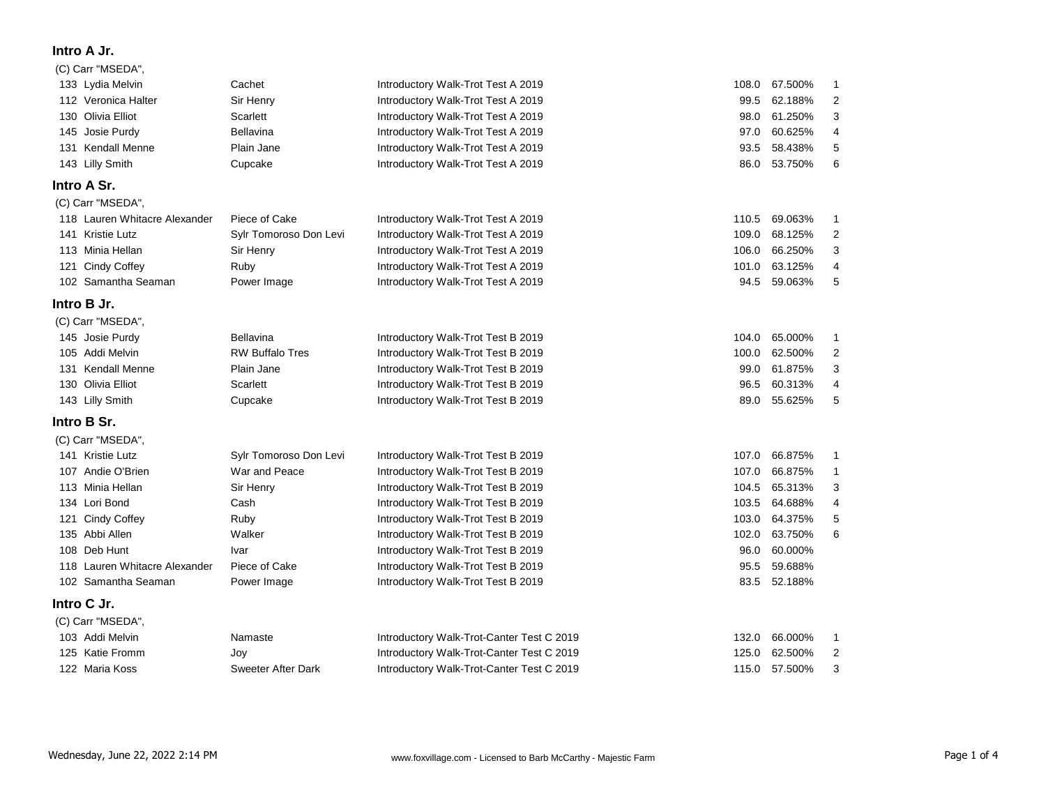## Intro A Jr.

(C) Carr "MSEDA",

| No. | Rider | Horse | Test | Score | Percent | Place |
|---|---|---|---|---|---|---|
| 133 | Lydia Melvin | Cachet | Introductory Walk-Trot Test A 2019 | 108.0 | 67.500% | 1 |
| 112 | Veronica Halter | Sir Henry | Introductory Walk-Trot Test A 2019 | 99.5 | 62.188% | 2 |
| 130 | Olivia Elliot | Scarlett | Introductory Walk-Trot Test A 2019 | 98.0 | 61.250% | 3 |
| 145 | Josie Purdy | Bellavina | Introductory Walk-Trot Test A 2019 | 97.0 | 60.625% | 4 |
| 131 | Kendall Menne | Plain Jane | Introductory Walk-Trot Test A 2019 | 93.5 | 58.438% | 5 |
| 143 | Lilly Smith | Cupcake | Introductory Walk-Trot Test A 2019 | 86.0 | 53.750% | 6 |

## Intro A Sr.

(C) Carr "MSEDA",

| No. | Rider | Horse | Test | Score | Percent | Place |
|---|---|---|---|---|---|---|
| 118 | Lauren Whitacre Alexander | Piece of Cake | Introductory Walk-Trot Test A 2019 | 110.5 | 69.063% | 1 |
| 141 | Kristie Lutz | Sylr Tomoroso Don Levi | Introductory Walk-Trot Test A 2019 | 109.0 | 68.125% | 2 |
| 113 | Minia Hellan | Sir Henry | Introductory Walk-Trot Test A 2019 | 106.0 | 66.250% | 3 |
| 121 | Cindy Coffey | Ruby | Introductory Walk-Trot Test A 2019 | 101.0 | 63.125% | 4 |
| 102 | Samantha Seaman | Power Image | Introductory Walk-Trot Test A 2019 | 94.5 | 59.063% | 5 |

## Intro B Jr.

(C) Carr "MSEDA",

| No. | Rider | Horse | Test | Score | Percent | Place |
|---|---|---|---|---|---|---|
| 145 | Josie Purdy | Bellavina | Introductory Walk-Trot Test B 2019 | 104.0 | 65.000% | 1 |
| 105 | Addi Melvin | RW Buffalo Tres | Introductory Walk-Trot Test B 2019 | 100.0 | 62.500% | 2 |
| 131 | Kendall Menne | Plain Jane | Introductory Walk-Trot Test B 2019 | 99.0 | 61.875% | 3 |
| 130 | Olivia Elliot | Scarlett | Introductory Walk-Trot Test B 2019 | 96.5 | 60.313% | 4 |
| 143 | Lilly Smith | Cupcake | Introductory Walk-Trot Test B 2019 | 89.0 | 55.625% | 5 |

## Intro B Sr.

(C) Carr "MSEDA",

| No. | Rider | Horse | Test | Score | Percent | Place |
|---|---|---|---|---|---|---|
| 141 | Kristie Lutz | Sylr Tomoroso Don Levi | Introductory Walk-Trot Test B 2019 | 107.0 | 66.875% | 1 |
| 107 | Andie O'Brien | War and Peace | Introductory Walk-Trot Test B 2019 | 107.0 | 66.875% | 1 |
| 113 | Minia Hellan | Sir Henry | Introductory Walk-Trot Test B 2019 | 104.5 | 65.313% | 3 |
| 134 | Lori Bond | Cash | Introductory Walk-Trot Test B 2019 | 103.5 | 64.688% | 4 |
| 121 | Cindy Coffey | Ruby | Introductory Walk-Trot Test B 2019 | 103.0 | 64.375% | 5 |
| 135 | Abbi Allen | Walker | Introductory Walk-Trot Test B 2019 | 102.0 | 63.750% | 6 |
| 108 | Deb Hunt | Ivar | Introductory Walk-Trot Test B 2019 | 96.0 | 60.000% | |
| 118 | Lauren Whitacre Alexander | Piece of Cake | Introductory Walk-Trot Test B 2019 | 95.5 | 59.688% | |
| 102 | Samantha Seaman | Power Image | Introductory Walk-Trot Test B 2019 | 83.5 | 52.188% | |

## Intro C Jr.

(C) Carr "MSEDA",

| No. | Rider | Horse | Test | Score | Percent | Place |
|---|---|---|---|---|---|---|
| 103 | Addi Melvin | Namaste | Introductory Walk-Trot-Canter Test C 2019 | 132.0 | 66.000% | 1 |
| 125 | Katie Fromm | Joy | Introductory Walk-Trot-Canter Test C 2019 | 125.0 | 62.500% | 2 |
| 122 | Maria Koss | Sweeter After Dark | Introductory Walk-Trot-Canter Test C 2019 | 115.0 | 57.500% | 3 |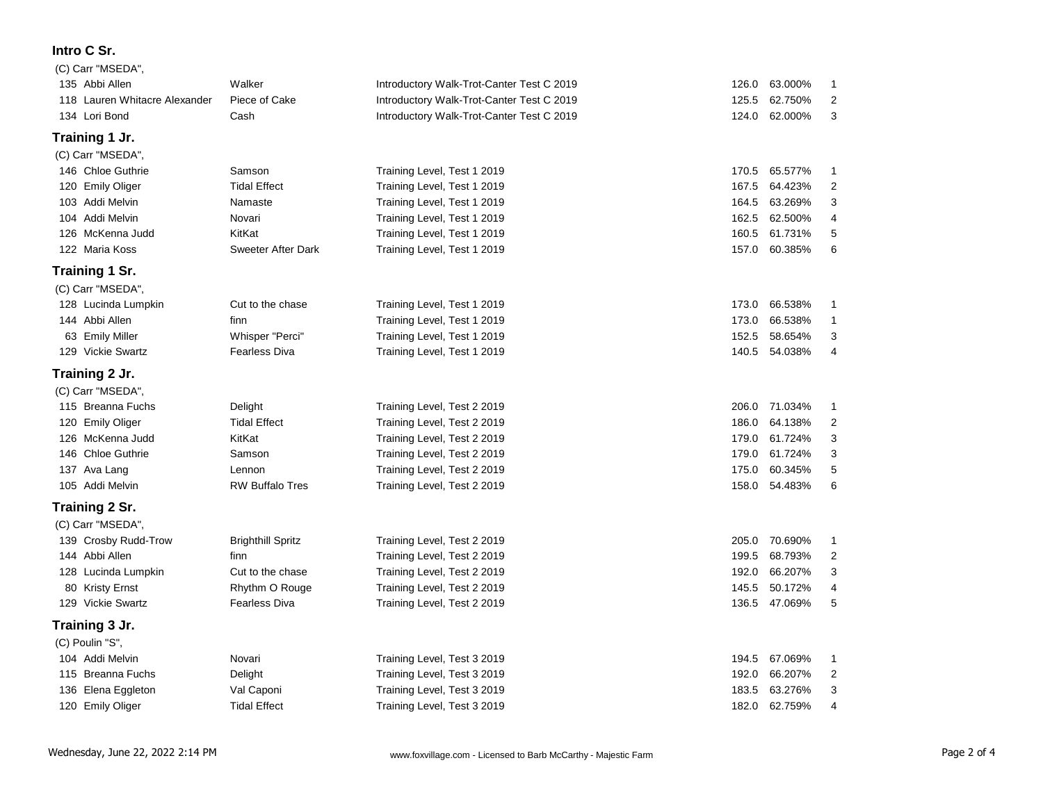### Intro C Sr.

(C) Carr "MSEDA",

| No. | Rider | Horse | Test | Score | Percent | Place |
|---|---|---|---|---|---|---|
| 135 | Abbi Allen | Walker | Introductory Walk-Trot-Canter Test C 2019 | 126.0 | 63.000% | 1 |
| 118 | Lauren Whitacre Alexander | Piece of Cake | Introductory Walk-Trot-Canter Test C 2019 | 125.5 | 62.750% | 2 |
| 134 | Lori Bond | Cash | Introductory Walk-Trot-Canter Test C 2019 | 124.0 | 62.000% | 3 |

### Training 1 Jr.

(C) Carr "MSEDA",

| No. | Rider | Horse | Test | Score | Percent | Place |
|---|---|---|---|---|---|---|
| 146 | Chloe Guthrie | Samson | Training Level, Test 1 2019 | 170.5 | 65.577% | 1 |
| 120 | Emily Oliger | Tidal Effect | Training Level, Test 1 2019 | 167.5 | 64.423% | 2 |
| 103 | Addi Melvin | Namaste | Training Level, Test 1 2019 | 164.5 | 63.269% | 3 |
| 104 | Addi Melvin | Novari | Training Level, Test 1 2019 | 162.5 | 62.500% | 4 |
| 126 | McKenna Judd | KitKat | Training Level, Test 1 2019 | 160.5 | 61.731% | 5 |
| 122 | Maria Koss | Sweeter After Dark | Training Level, Test 1 2019 | 157.0 | 60.385% | 6 |

### Training 1 Sr.

(C) Carr "MSEDA",

| No. | Rider | Horse | Test | Score | Percent | Place |
|---|---|---|---|---|---|---|
| 128 | Lucinda Lumpkin | Cut to the chase | Training Level, Test 1 2019 | 173.0 | 66.538% | 1 |
| 144 | Abbi Allen | finn | Training Level, Test 1 2019 | 173.0 | 66.538% | 1 |
| 63 | Emily Miller | Whisper "Perci" | Training Level, Test 1 2019 | 152.5 | 58.654% | 3 |
| 129 | Vickie Swartz | Fearless Diva | Training Level, Test 1 2019 | 140.5 | 54.038% | 4 |

### Training 2 Jr.

(C) Carr "MSEDA",

| No. | Rider | Horse | Test | Score | Percent | Place |
|---|---|---|---|---|---|---|
| 115 | Breanna Fuchs | Delight | Training Level, Test 2 2019 | 206.0 | 71.034% | 1 |
| 120 | Emily Oliger | Tidal Effect | Training Level, Test 2 2019 | 186.0 | 64.138% | 2 |
| 126 | McKenna Judd | KitKat | Training Level, Test 2 2019 | 179.0 | 61.724% | 3 |
| 146 | Chloe Guthrie | Samson | Training Level, Test 2 2019 | 179.0 | 61.724% | 3 |
| 137 | Ava Lang | Lennon | Training Level, Test 2 2019 | 175.0 | 60.345% | 5 |
| 105 | Addi Melvin | RW Buffalo Tres | Training Level, Test 2 2019 | 158.0 | 54.483% | 6 |

### Training 2 Sr.

(C) Carr "MSEDA",

| No. | Rider | Horse | Test | Score | Percent | Place |
|---|---|---|---|---|---|---|
| 139 | Crosby Rudd-Trow | Brighthill Spritz | Training Level, Test 2 2019 | 205.0 | 70.690% | 1 |
| 144 | Abbi Allen | finn | Training Level, Test 2 2019 | 199.5 | 68.793% | 2 |
| 128 | Lucinda Lumpkin | Cut to the chase | Training Level, Test 2 2019 | 192.0 | 66.207% | 3 |
| 80 | Kristy Ernst | Rhythm O Rouge | Training Level, Test 2 2019 | 145.5 | 50.172% | 4 |
| 129 | Vickie Swartz | Fearless Diva | Training Level, Test 2 2019 | 136.5 | 47.069% | 5 |

### Training 3 Jr.

(C) Poulin "S",

| No. | Rider | Horse | Test | Score | Percent | Place |
|---|---|---|---|---|---|---|
| 104 | Addi Melvin | Novari | Training Level, Test 3 2019 | 194.5 | 67.069% | 1 |
| 115 | Breanna Fuchs | Delight | Training Level, Test 3 2019 | 192.0 | 66.207% | 2 |
| 136 | Elena Eggleton | Val Caponi | Training Level, Test 3 2019 | 183.5 | 63.276% | 3 |
| 120 | Emily Oliger | Tidal Effect | Training Level, Test 3 2019 | 182.0 | 62.759% | 4 |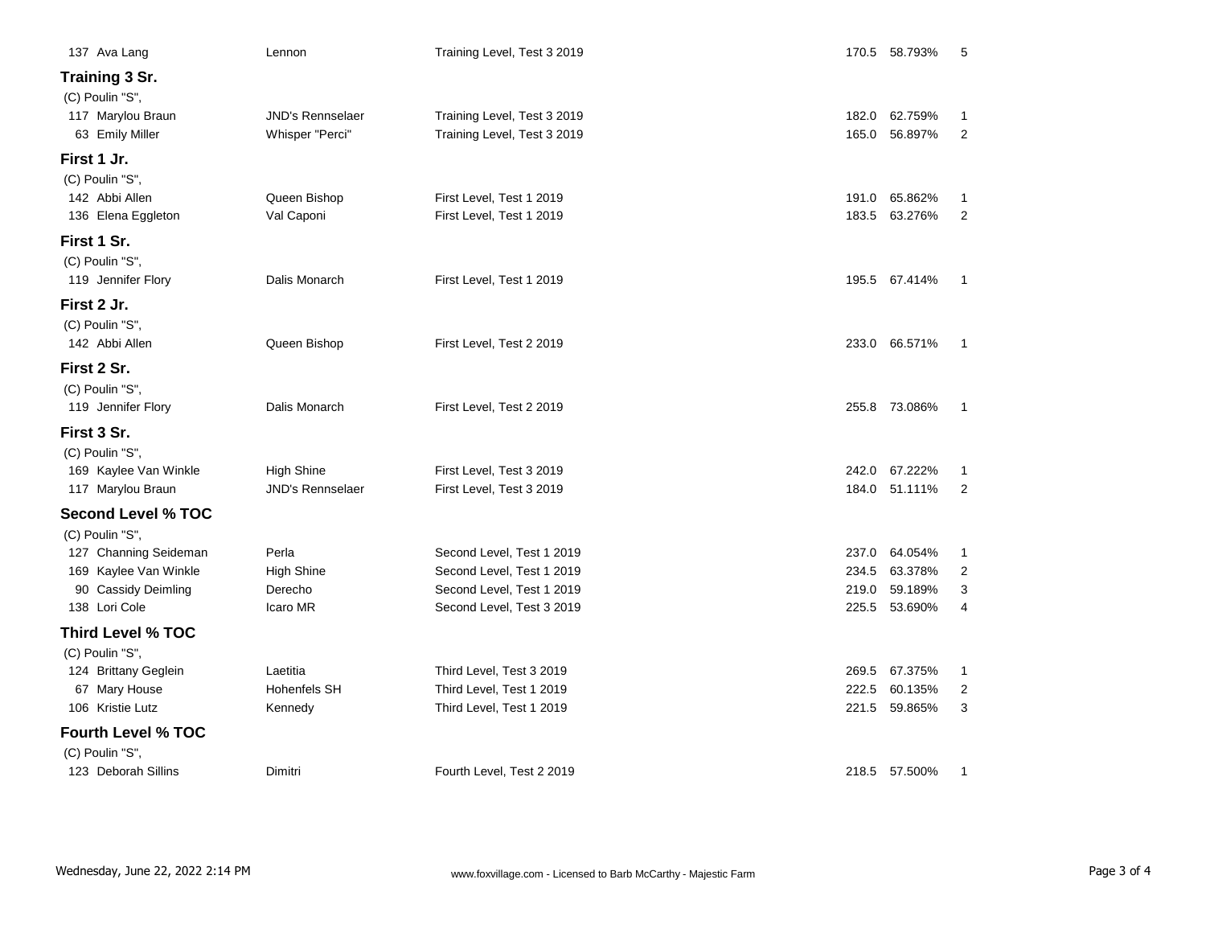| # | Rider | Horse | Test | Score | % | Place |
|---|---|---|---|---|---|---|
| 137 | Ava Lang | Lennon | Training Level, Test 3 2019 | 170.5 | 58.793% | 5 |

### Training 3 Sr.

(C) Poulin "S",

| # | Rider | Horse | Test | Score | % | Place |
|---|---|---|---|---|---|---|
| 117 | Marylou Braun | JND's Rennselaer | Training Level, Test 3 2019 | 182.0 | 62.759% | 1 |
| 63 | Emily Miller | Whisper "Perci" | Training Level, Test 3 2019 | 165.0 | 56.897% | 2 |

### First 1 Jr.

(C) Poulin "S",

| # | Rider | Horse | Test | Score | % | Place |
|---|---|---|---|---|---|---|
| 142 | Abbi Allen | Queen Bishop | First Level, Test 1 2019 | 191.0 | 65.862% | 1 |
| 136 | Elena Eggleton | Val Caponi | First Level, Test 1 2019 | 183.5 | 63.276% | 2 |

### First 1 Sr.

(C) Poulin "S",

| # | Rider | Horse | Test | Score | % | Place |
|---|---|---|---|---|---|---|
| 119 | Jennifer Flory | Dalis Monarch | First Level, Test 1 2019 | 195.5 | 67.414% | 1 |

### First 2 Jr.

(C) Poulin "S",

| # | Rider | Horse | Test | Score | % | Place |
|---|---|---|---|---|---|---|
| 142 | Abbi Allen | Queen Bishop | First Level, Test 2 2019 | 233.0 | 66.571% | 1 |

### First 2 Sr.

(C) Poulin "S",

| # | Rider | Horse | Test | Score | % | Place |
|---|---|---|---|---|---|---|
| 119 | Jennifer Flory | Dalis Monarch | First Level, Test 2 2019 | 255.8 | 73.086% | 1 |

### First 3 Sr.

(C) Poulin "S",

| # | Rider | Horse | Test | Score | % | Place |
|---|---|---|---|---|---|---|
| 169 | Kaylee Van Winkle | High Shine | First Level, Test 3 2019 | 242.0 | 67.222% | 1 |
| 117 | Marylou Braun | JND's Rennselaer | First Level, Test 3 2019 | 184.0 | 51.111% | 2 |

### Second Level % TOC

(C) Poulin "S",

| # | Rider | Horse | Test | Score | % | Place |
|---|---|---|---|---|---|---|
| 127 | Channing Seideman | Perla | Second Level, Test 1 2019 | 237.0 | 64.054% | 1 |
| 169 | Kaylee Van Winkle | High Shine | Second Level, Test 1 2019 | 234.5 | 63.378% | 2 |
| 90 | Cassidy Deimling | Derecho | Second Level, Test 1 2019 | 219.0 | 59.189% | 3 |
| 138 | Lori Cole | Icaro MR | Second Level, Test 3 2019 | 225.5 | 53.690% | 4 |

### Third Level % TOC

(C) Poulin "S",

| # | Rider | Horse | Test | Score | % | Place |
|---|---|---|---|---|---|---|
| 124 | Brittany Geglein | Laetitia | Third Level, Test 3 2019 | 269.5 | 67.375% | 1 |
| 67 | Mary House | Hohenfels SH | Third Level, Test 1 2019 | 222.5 | 60.135% | 2 |
| 106 | Kristie Lutz | Kennedy | Third Level, Test 1 2019 | 221.5 | 59.865% | 3 |

### Fourth Level % TOC

(C) Poulin "S",

| # | Rider | Horse | Test | Score | % | Place |
|---|---|---|---|---|---|---|
| 123 | Deborah Sillins | Dimitri | Fourth Level, Test 2 2019 | 218.5 | 57.500% | 1 |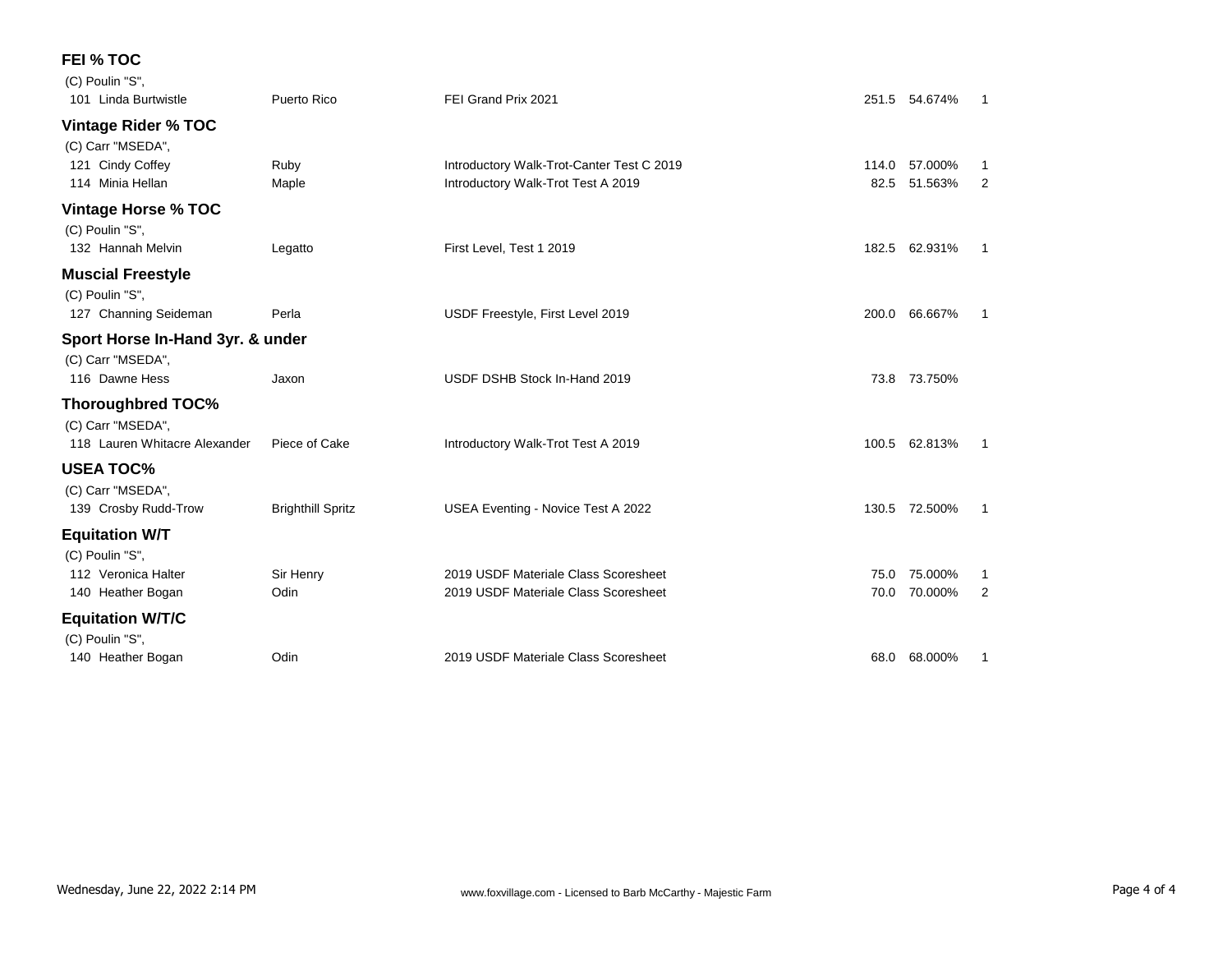### FEI % TOC

(C) Poulin "S",

| | | | | | |
|---|---|---|---|---|---|
| 101 Linda Burtwistle | Puerto Rico | FEI Grand Prix 2021 | 251.5 | 54.674% | 1 |

### Vintage Rider % TOC

(C) Carr "MSEDA",

| | | | | | |
|---|---|---|---|---|---|
| 121 Cindy Coffey | Ruby | Introductory Walk-Trot-Canter Test C 2019 | 114.0 | 57.000% | 1 |
| 114 Minia Hellan | Maple | Introductory Walk-Trot Test A 2019 | 82.5 | 51.563% | 2 |

### Vintage Horse % TOC

(C) Poulin "S",

| | | | | | |
|---|---|---|---|---|---|
| 132 Hannah Melvin | Legatto | First Level, Test 1 2019 | 182.5 | 62.931% | 1 |

### Muscial Freestyle

(C) Poulin "S",

| | | | | | |
|---|---|---|---|---|---|
| 127 Channing Seideman | Perla | USDF Freestyle, First Level 2019 | 200.0 | 66.667% | 1 |

### Sport Horse In-Hand 3yr. & under

(C) Carr "MSEDA",

| | | | | | |
|---|---|---|---|---|---|
| 116 Dawne Hess | Jaxon | USDF DSHB Stock In-Hand 2019 | 73.8 | 73.750% | |

### Thoroughbred TOC%

(C) Carr "MSEDA",

| | | | | | |
|---|---|---|---|---|---|
| 118 Lauren Whitacre Alexander | Piece of Cake | Introductory Walk-Trot Test A 2019 | 100.5 | 62.813% | 1 |

### USEA TOC%

(C) Carr "MSEDA",

| | | | | | |
|---|---|---|---|---|---|
| 139 Crosby Rudd-Trow | Brighthill Spritz | USEA Eventing - Novice Test A 2022 | 130.5 | 72.500% | 1 |

### Equitation W/T

(C) Poulin "S",

| | | | | | |
|---|---|---|---|---|---|
| 112 Veronica Halter | Sir Henry | 2019 USDF Materiale Class Scoresheet | 75.0 | 75.000% | 1 |
| 140 Heather Bogan | Odin | 2019 USDF Materiale Class Scoresheet | 70.0 | 70.000% | 2 |

### Equitation W/T/C

(C) Poulin "S",

| | | | | | |
|---|---|---|---|---|---|
| 140 Heather Bogan | Odin | 2019 USDF Materiale Class Scoresheet | 68.0 | 68.000% | 1 |

Wednesday, June 22, 2022 2:14 PM

www.foxvillage.com - Licensed to Barb McCarthy - Majestic Farm